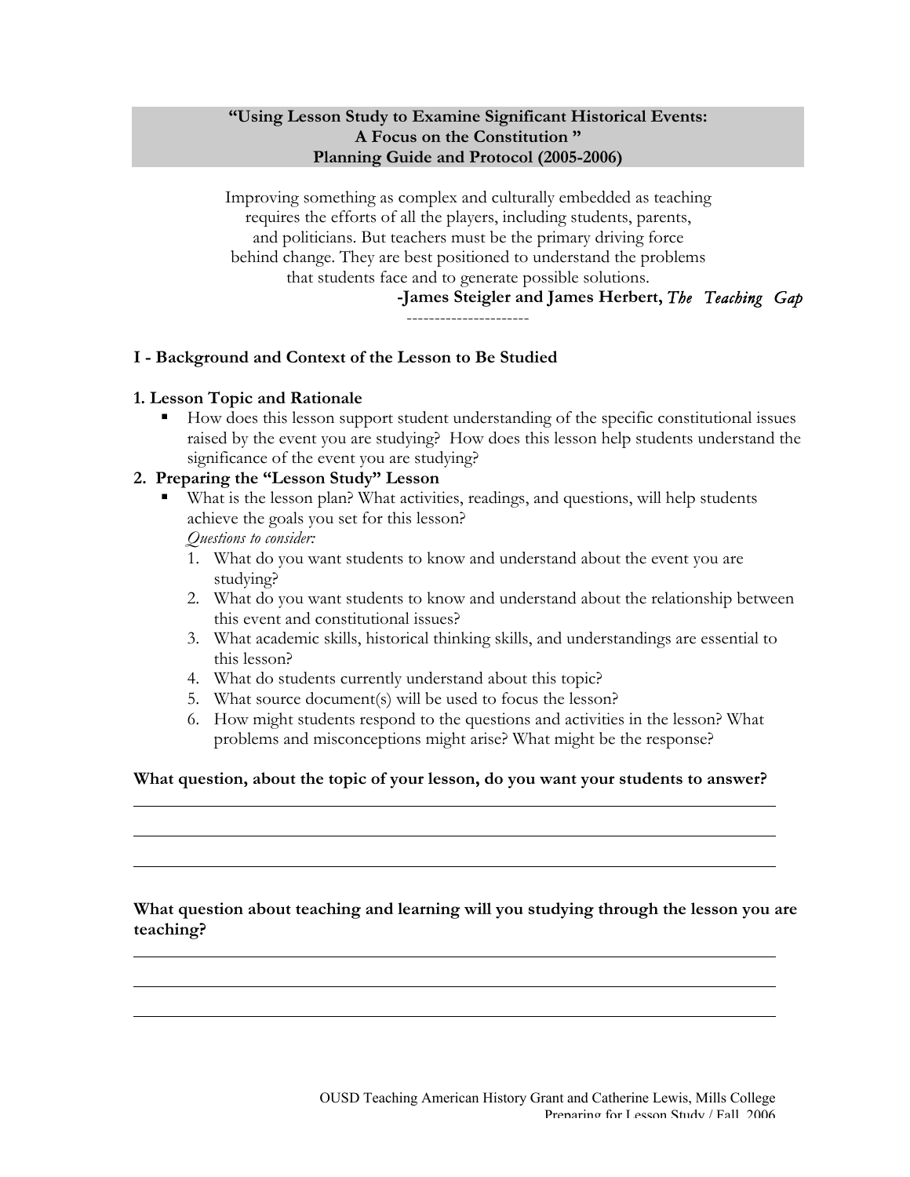**"Using Lesson Study to Examine Significant Historical Events:**
**A Focus on the Constitution "**
**Planning Guide and Protocol (2005-2006)**

Improving something as complex and culturally embedded as teaching requires the efforts of all the players, including students, parents, and politicians. But teachers must be the primary driving force behind change. They are best positioned to understand the problems that students face and to generate possible solutions.

**-James Steigler and James Herbert,** *The Teaching Gap*

----------------------

## I - Background and Context of the Lesson to Be Studied

### 1. Lesson Topic and Rationale

- How does this lesson support student understanding of the specific constitutional issues raised by the event you are studying? How does this lesson help students understand the significance of the event you are studying?

### 2. Preparing the "Lesson Study" Lesson

- What is the lesson plan? What activities, readings, and questions, will help students achieve the goals you set for this lesson?

  *Questions to consider:*

  1. What do you want students to know and understand about the event you are studying?
  2. What do you want students to know and understand about the relationship between this event and constitutional issues?
  3. What academic skills, historical thinking skills, and understandings are essential to this lesson?
  4. What do students currently understand about this topic?
  5. What source document(s) will be used to focus the lesson?
  6. How might students respond to the questions and activities in the lesson? What problems and misconceptions might arise? What might be the response?

**What question, about the topic of your lesson, do you want your students to answer?**

______________________________________________________________________

______________________________________________________________________

______________________________________________________________________

**What question about teaching and learning will you studying through the lesson you are teaching?**

______________________________________________________________________

______________________________________________________________________

______________________________________________________________________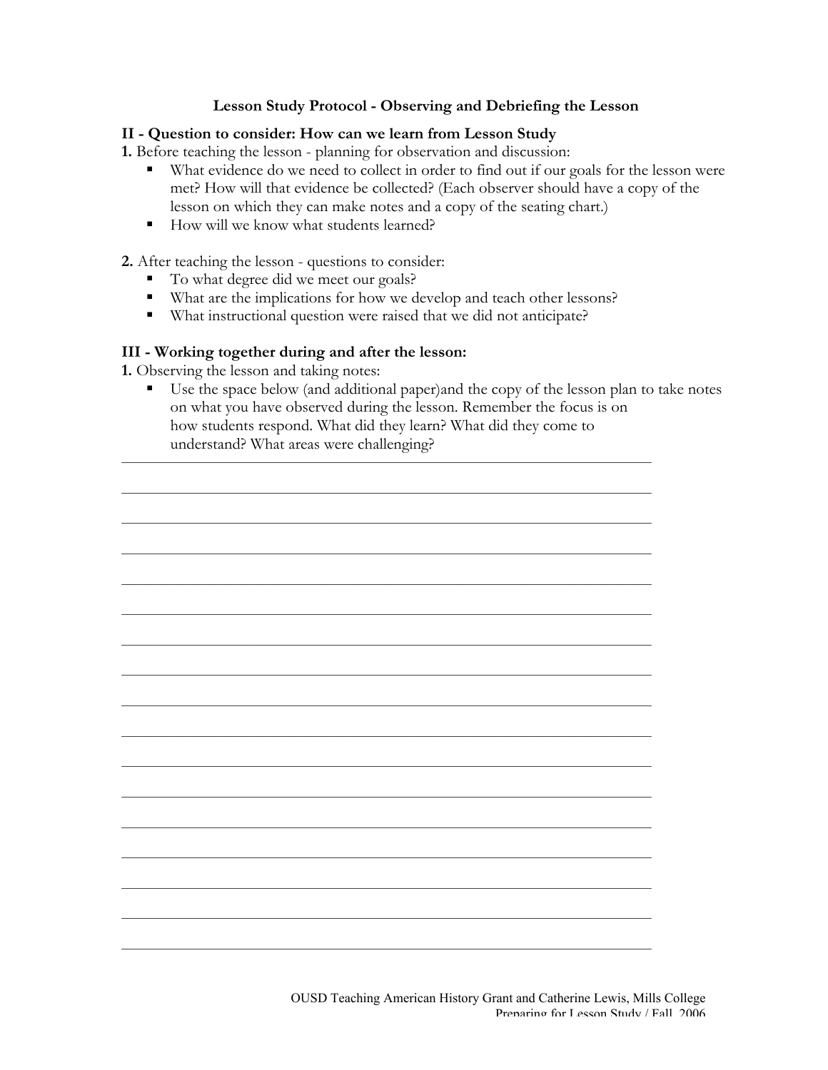**Lesson Study Protocol - Observing and Debriefing the Lesson**

**II - Question to consider: How can we learn from Lesson Study**

**1.** Before teaching the lesson - planning for observation and discussion:

- What evidence do we need to collect in order to find out if our goals for the lesson were met? How will that evidence be collected? (Each observer should have a copy of the lesson on which they can make notes and a copy of the seating chart.)
- How will we know what students learned?

**2.** After teaching the lesson - questions to consider:

- To what degree did we meet our goals?
- What are the implications for how we develop and teach other lessons?
- What instructional question were raised that we did not anticipate?

**III - Working together during and after the lesson:**

**1.** Observing the lesson and taking notes:

- Use the space below (and additional paper)and the copy of the lesson plan to take notes on what you have observed during the lesson. Remember the focus is on how students respond. What did they learn? What did they come to understand? What areas were challenging?

\_\_\_\_\_\_\_\_\_\_\_\_\_\_\_\_\_\_\_\_\_\_\_\_\_\_\_\_\_\_\_\_\_\_\_\_\_\_\_\_\_\_\_\_\_\_\_\_\_\_\_\_\_\_\_\_\_\_\_\_\_\_\_\_\_\_\_\_

\_\_\_\_\_\_\_\_\_\_\_\_\_\_\_\_\_\_\_\_\_\_\_\_\_\_\_\_\_\_\_\_\_\_\_\_\_\_\_\_\_\_\_\_\_\_\_\_\_\_\_\_\_\_\_\_\_\_\_\_\_\_\_\_\_\_\_\_

\_\_\_\_\_\_\_\_\_\_\_\_\_\_\_\_\_\_\_\_\_\_\_\_\_\_\_\_\_\_\_\_\_\_\_\_\_\_\_\_\_\_\_\_\_\_\_\_\_\_\_\_\_\_\_\_\_\_\_\_\_\_\_\_\_\_\_\_

\_\_\_\_\_\_\_\_\_\_\_\_\_\_\_\_\_\_\_\_\_\_\_\_\_\_\_\_\_\_\_\_\_\_\_\_\_\_\_\_\_\_\_\_\_\_\_\_\_\_\_\_\_\_\_\_\_\_\_\_\_\_\_\_\_\_\_\_

\_\_\_\_\_\_\_\_\_\_\_\_\_\_\_\_\_\_\_\_\_\_\_\_\_\_\_\_\_\_\_\_\_\_\_\_\_\_\_\_\_\_\_\_\_\_\_\_\_\_\_\_\_\_\_\_\_\_\_\_\_\_\_\_\_\_\_\_

\_\_\_\_\_\_\_\_\_\_\_\_\_\_\_\_\_\_\_\_\_\_\_\_\_\_\_\_\_\_\_\_\_\_\_\_\_\_\_\_\_\_\_\_\_\_\_\_\_\_\_\_\_\_\_\_\_\_\_\_\_\_\_\_\_\_\_\_

\_\_\_\_\_\_\_\_\_\_\_\_\_\_\_\_\_\_\_\_\_\_\_\_\_\_\_\_\_\_\_\_\_\_\_\_\_\_\_\_\_\_\_\_\_\_\_\_\_\_\_\_\_\_\_\_\_\_\_\_\_\_\_\_\_\_\_\_

\_\_\_\_\_\_\_\_\_\_\_\_\_\_\_\_\_\_\_\_\_\_\_\_\_\_\_\_\_\_\_\_\_\_\_\_\_\_\_\_\_\_\_\_\_\_\_\_\_\_\_\_\_\_\_\_\_\_\_\_\_\_\_\_\_\_\_\_

\_\_\_\_\_\_\_\_\_\_\_\_\_\_\_\_\_\_\_\_\_\_\_\_\_\_\_\_\_\_\_\_\_\_\_\_\_\_\_\_\_\_\_\_\_\_\_\_\_\_\_\_\_\_\_\_\_\_\_\_\_\_\_\_\_\_\_\_

\_\_\_\_\_\_\_\_\_\_\_\_\_\_\_\_\_\_\_\_\_\_\_\_\_\_\_\_\_\_\_\_\_\_\_\_\_\_\_\_\_\_\_\_\_\_\_\_\_\_\_\_\_\_\_\_\_\_\_\_\_\_\_\_\_\_\_\_

\_\_\_\_\_\_\_\_\_\_\_\_\_\_\_\_\_\_\_\_\_\_\_\_\_\_\_\_\_\_\_\_\_\_\_\_\_\_\_\_\_\_\_\_\_\_\_\_\_\_\_\_\_\_\_\_\_\_\_\_\_\_\_\_\_\_\_\_

\_\_\_\_\_\_\_\_\_\_\_\_\_\_\_\_\_\_\_\_\_\_\_\_\_\_\_\_\_\_\_\_\_\_\_\_\_\_\_\_\_\_\_\_\_\_\_\_\_\_\_\_\_\_\_\_\_\_\_\_\_\_\_\_\_\_\_\_

\_\_\_\_\_\_\_\_\_\_\_\_\_\_\_\_\_\_\_\_\_\_\_\_\_\_\_\_\_\_\_\_\_\_\_\_\_\_\_\_\_\_\_\_\_\_\_\_\_\_\_\_\_\_\_\_\_\_\_\_\_\_\_\_\_\_\_\_

\_\_\_\_\_\_\_\_\_\_\_\_\_\_\_\_\_\_\_\_\_\_\_\_\_\_\_\_\_\_\_\_\_\_\_\_\_\_\_\_\_\_\_\_\_\_\_\_\_\_\_\_\_\_\_\_\_\_\_\_\_\_\_\_\_\_\_\_

\_\_\_\_\_\_\_\_\_\_\_\_\_\_\_\_\_\_\_\_\_\_\_\_\_\_\_\_\_\_\_\_\_\_\_\_\_\_\_\_\_\_\_\_\_\_\_\_\_\_\_\_\_\_\_\_\_\_\_\_\_\_\_\_\_\_\_\_

\_\_\_\_\_\_\_\_\_\_\_\_\_\_\_\_\_\_\_\_\_\_\_\_\_\_\_\_\_\_\_\_\_\_\_\_\_\_\_\_\_\_\_\_\_\_\_\_\_\_\_\_\_\_\_\_\_\_\_\_\_\_\_\_\_\_\_\_

\_\_\_\_\_\_\_\_\_\_\_\_\_\_\_\_\_\_\_\_\_\_\_\_\_\_\_\_\_\_\_\_\_\_\_\_\_\_\_\_\_\_\_\_\_\_\_\_\_\_\_\_\_\_\_\_\_\_\_\_\_\_\_\_\_\_\_\_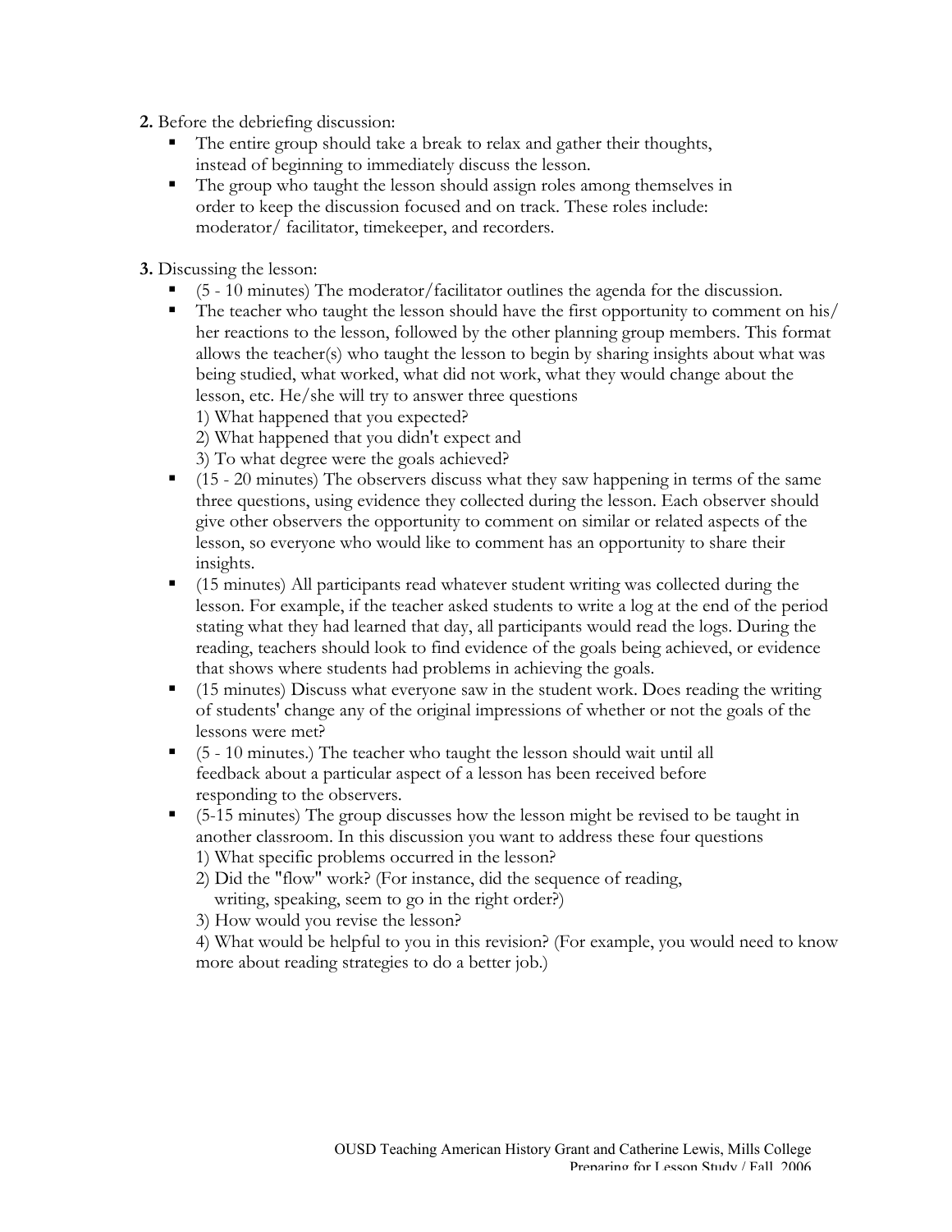**2.** Before the debriefing discussion:

- The entire group should take a break to relax and gather their thoughts, instead of beginning to immediately discuss the lesson.
- The group who taught the lesson should assign roles among themselves in order to keep the discussion focused and on track. These roles include: moderator/ facilitator, timekeeper, and recorders.

**3.** Discussing the lesson:

- (5 - 10 minutes) The moderator/facilitator outlines the agenda for the discussion.
- The teacher who taught the lesson should have the first opportunity to comment on his/ her reactions to the lesson, followed by the other planning group members. This format allows the teacher(s) who taught the lesson to begin by sharing insights about what was being studied, what worked, what did not work, what they would change about the lesson, etc. He/she will try to answer three questions
  1) What happened that you expected?
  2) What happened that you didn't expect and
  3) To what degree were the goals achieved?
- (15 - 20 minutes) The observers discuss what they saw happening in terms of the same three questions, using evidence they collected during the lesson. Each observer should give other observers the opportunity to comment on similar or related aspects of the lesson, so everyone who would like to comment has an opportunity to share their insights.
- (15 minutes) All participants read whatever student writing was collected during the lesson. For example, if the teacher asked students to write a log at the end of the period stating what they had learned that day, all participants would read the logs. During the reading, teachers should look to find evidence of the goals being achieved, or evidence that shows where students had problems in achieving the goals.
- (15 minutes) Discuss what everyone saw in the student work. Does reading the writing of students' change any of the original impressions of whether or not the goals of the lessons were met?
- (5 - 10 minutes.) The teacher who taught the lesson should wait until all feedback about a particular aspect of a lesson has been received before responding to the observers.
- (5-15 minutes) The group discusses how the lesson might be revised to be taught in another classroom. In this discussion you want to address these four questions
  1) What specific problems occurred in the lesson?
  2) Did the "flow" work? (For instance, did the sequence of reading, writing, speaking, seem to go in the right order?)
  3) How would you revise the lesson?
  4) What would be helpful to you in this revision? (For example, you would need to know more about reading strategies to do a better job.)